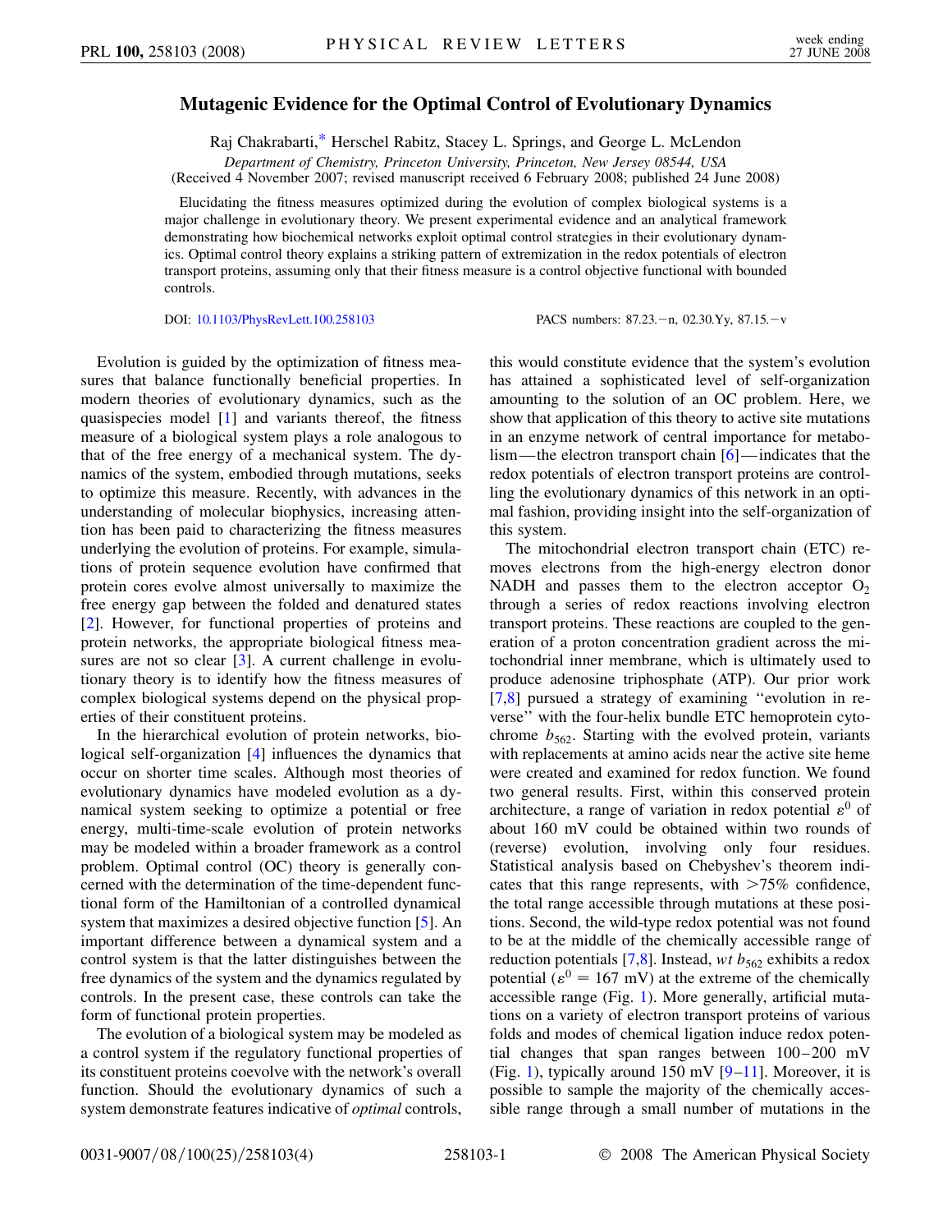# Mutagenic Evidence for the Optimal Control of Evolutionary Dynamics

Raj Chakrabarti,* Herschel Rabitz, Stacey L. Springs, and George L. McLendon

*Department of Chemistry, Princeton University, Princeton, New Jersey 08544, USA*

(Received 4 November 2007; revised manuscript received 6 February 2008; published 24 June 2008)

Elucidating the fitness measures optimized during the evolution of complex biological systems is a major challenge in evolutionary theory. We present experimental evidence and an analytical framework demonstrating how biochemical networks exploit optimal control strategies in their evolutionary dynamics. Optimal control theory explains a striking pattern of extremization in the redox potentials of electron transport proteins, assuming only that their fitness measure is a control objective functional with bounded controls.

DOI: 10.1103/PhysRevLett.100.258103

PACS numbers: 87.23.−n, 02.30.Yy, 87.15.−v

Evolution is guided by the optimization of fitness measures that balance functionally beneficial properties. In modern theories of evolutionary dynamics, such as the quasispecies model [1] and variants thereof, the fitness measure of a biological system plays a role analogous to that of the free energy of a mechanical system. The dynamics of the system, embodied through mutations, seeks to optimize this measure. Recently, with advances in the understanding of molecular biophysics, increasing attention has been paid to characterizing the fitness measures underlying the evolution of proteins. For example, simulations of protein sequence evolution have confirmed that protein cores evolve almost universally to maximize the free energy gap between the folded and denatured states [2]. However, for functional properties of proteins and protein networks, the appropriate biological fitness measures are not so clear [3]. A current challenge in evolutionary theory is to identify how the fitness measures of complex biological systems depend on the physical properties of their constituent proteins.

In the hierarchical evolution of protein networks, biological self-organization [4] influences the dynamics that occur on shorter time scales. Although most theories of evolutionary dynamics have modeled evolution as a dynamical system seeking to optimize a potential or free energy, multi-time-scale evolution of protein networks may be modeled within a broader framework as a control problem. Optimal control (OC) theory is generally concerned with the determination of the time-dependent functional form of the Hamiltonian of a controlled dynamical system that maximizes a desired objective function [5]. An important difference between a dynamical system and a control system is that the latter distinguishes between the free dynamics of the system and the dynamics regulated by controls. In the present case, these controls can take the form of functional protein properties.

The evolution of a biological system may be modeled as a control system if the regulatory functional properties of its constituent proteins coevolve with the network's overall function. Should the evolutionary dynamics of such a system demonstrate features indicative of *optimal* controls, this would constitute evidence that the system's evolution has attained a sophisticated level of self-organization amounting to the solution of an OC problem. Here, we show that application of this theory to active site mutations in an enzyme network of central importance for metabolism—the electron transport chain [6]—indicates that the redox potentials of electron transport proteins are controlling the evolutionary dynamics of this network in an optimal fashion, providing insight into the self-organization of this system.

The mitochondrial electron transport chain (ETC) removes electrons from the high-energy electron donor NADH and passes them to the electron acceptor $O_2$ through a series of redox reactions involving electron transport proteins. These reactions are coupled to the generation of a proton concentration gradient across the mitochondrial inner membrane, which is ultimately used to produce adenosine triphosphate (ATP). Our prior work [7,8] pursued a strategy of examining "evolution in reverse" with the four-helix bundle ETC hemoprotein cytochrome $b_{562}$. Starting with the evolved protein, variants with replacements at amino acids near the active site heme were created and examined for redox function. We found two general results. First, within this conserved protein architecture, a range of variation in redox potential $\varepsilon^0$ of about 160 mV could be obtained within two rounds of (reverse) evolution, involving only four residues. Statistical analysis based on Chebyshev's theorem indicates that this range represents, with >75% confidence, the total range accessible through mutations at these positions. Second, the wild-type redox potential was not found to be at the middle of the chemically accessible range of reduction potentials [7,8]. Instead, *wt* $b_{562}$ exhibits a redox potential ($\varepsilon^0 = 167$ mV) at the extreme of the chemically accessible range (Fig. 1). More generally, artificial mutations on a variety of electron transport proteins of various folds and modes of chemical ligation induce redox potential changes that span ranges between 100–200 mV (Fig. 1), typically around 150 mV [9–11]. Moreover, it is possible to sample the majority of the chemically accessible range through a small number of mutations in the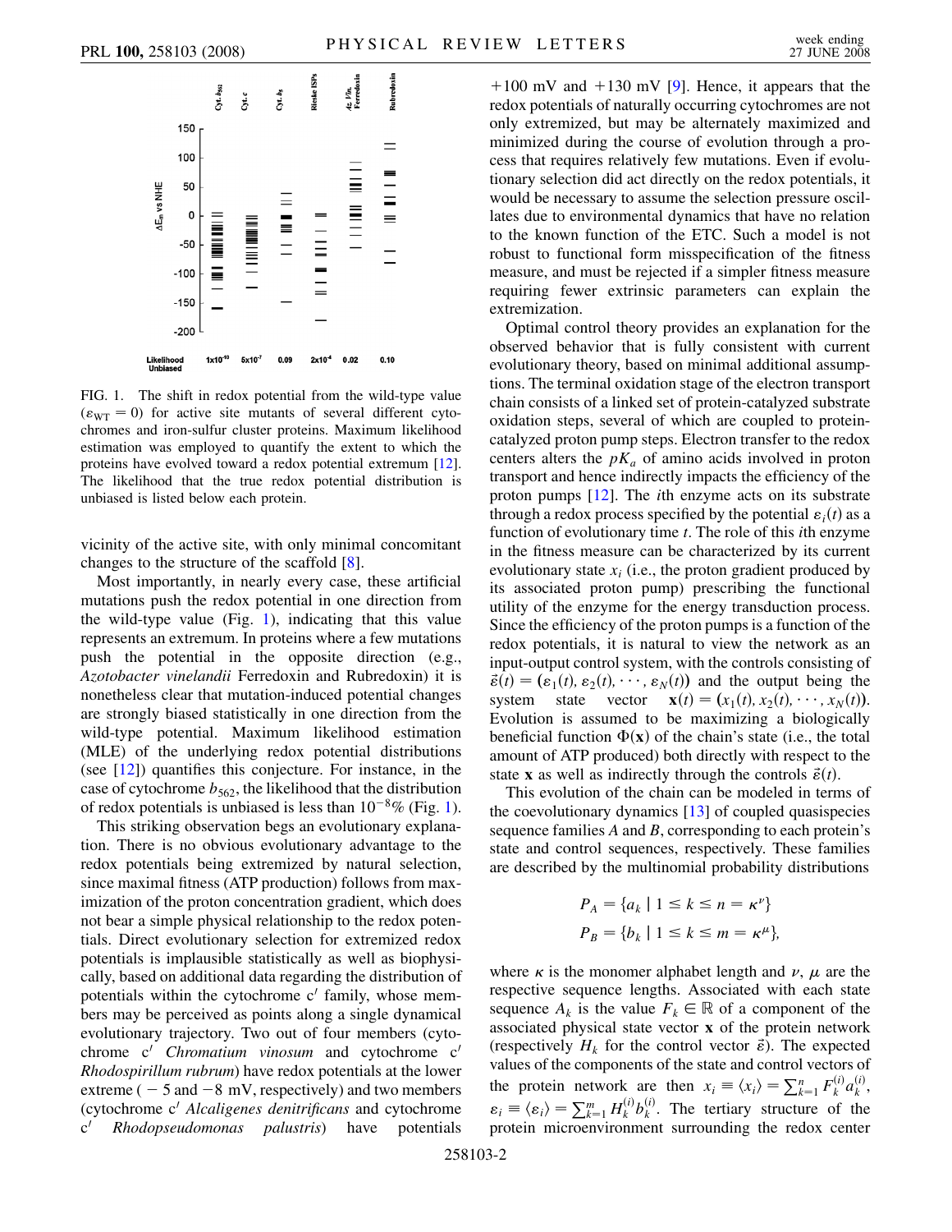FIG. 1. The shift in redox potential from the wild-type value ($\varepsilon_{WT} = 0$) for active site mutants of several different cytochromes and iron-sulfur cluster proteins. Maximum likelihood estimation was employed to quantify the extent to which the proteins have evolved toward a redox potential extremum [12]. The likelihood that the true redox potential distribution is unbiased is listed below each protein.

vicinity of the active site, with only minimal concomitant changes to the structure of the scaffold [8].

Most importantly, in nearly every case, these artificial mutations push the redox potential in one direction from the wild-type value (Fig. 1), indicating that this value represents an extremum. In proteins where a few mutations push the potential in the opposite direction (e.g., *Azotobacter vinelandii* Ferredoxin and Rubredoxin) it is nonetheless clear that mutation-induced potential changes are strongly biased statistically in one direction from the wild-type potential. Maximum likelihood estimation (MLE) of the underlying redox potential distributions (see [12]) quantifies this conjecture. For instance, in the case of cytochrome $b_{562}$, the likelihood that the distribution of redox potentials is unbiased is less than $10^{-8}\%$ (Fig. 1).

This striking observation begs an evolutionary explanation. There is no obvious evolutionary advantage to the redox potentials being extremized by natural selection, since maximal fitness (ATP production) follows from maximization of the proton concentration gradient, which does not bear a simple physical relationship to the redox potentials. Direct evolutionary selection for extremized redox potentials is implausible statistically as well as biophysically, based on additional data regarding the distribution of potentials within the cytochrome $c'$ family, whose members may be perceived as points along a single dynamical evolutionary trajectory. Two out of four members (cytochrome c′ *Chromatium vinosum* and cytochrome c′ *Rhodospirillum rubrum*) have redox potentials at the lower extreme ($-5$ and $-8$ mV, respectively) and two members (cytochrome c′ *Alcaligenes denitrificans* and cytochrome c′ *Rhodopseudomonas palustris*) have potentials $+100$ mV and $+130$ mV [9]. Hence, it appears that the redox potentials of naturally occurring cytochromes are not only extremized, but may be alternately maximized and minimized during the course of evolution through a process that requires relatively few mutations. Even if evolutionary selection did act directly on the redox potentials, it would be necessary to assume the selection pressure oscillates due to environmental dynamics that have no relation to the known function of the ETC. Such a model is not robust to functional form misspecification of the fitness measure, and must be rejected if a simpler fitness measure requiring fewer extrinsic parameters can explain the extremization.

Optimal control theory provides an explanation for the observed behavior that is fully consistent with current evolutionary theory, based on minimal additional assumptions. The terminal oxidation stage of the electron transport chain consists of a linked set of protein-catalyzed substrate oxidation steps, several of which are coupled to protein-catalyzed proton pump steps. Electron transfer to the redox centers alters the $pK_a$ of amino acids involved in proton transport and hence indirectly impacts the efficiency of the proton pumps [12]. The $i$th enzyme acts on its substrate through a redox process specified by the potential $\varepsilon_i(t)$ as a function of evolutionary time $t$. The role of this $i$th enzyme in the fitness measure can be characterized by its current evolutionary state $x_i$ (i.e., the proton gradient produced by its associated proton pump) prescribing the functional utility of the enzyme for the energy transduction process. Since the efficiency of the proton pumps is a function of the redox potentials, it is natural to view the network as an input-output control system, with the controls consisting of $\vec{\varepsilon}(t) = (\varepsilon_1(t), \varepsilon_2(t), \cdots, \varepsilon_N(t))$ and the output being the system state vector $\mathbf{x}(t) = (x_1(t), x_2(t), \cdots, x_N(t))$. Evolution is assumed to be maximizing a biologically beneficial function $\Phi(\mathbf{x})$ of the chain's state (i.e., the total amount of ATP produced) both directly with respect to the state $\mathbf{x}$ as well as indirectly through the controls $\vec{\varepsilon}(t)$.

This evolution of the chain can be modeled in terms of the coevolutionary dynamics [13] of coupled quasispecies sequence families $A$ and $B$, corresponding to each protein's state and control sequences, respectively. These families are described by the multinomial probability distributions

$$P_A = \{a_k \mid 1 \le k \le n = \kappa^\nu\}$$
$$P_B = \{b_k \mid 1 \le k \le m = \kappa^\mu\},$$

where $\kappa$ is the monomer alphabet length and $\nu$, $\mu$ are the respective sequence lengths. Associated with each state sequence $A_k$ is the value $F_k \in \mathbb{R}$ of a component of the associated physical state vector $\mathbf{x}$ of the protein network (respectively $H_k$ for the control vector $\vec{\varepsilon}$). The expected values of the components of the state and control vectors of the protein network are then $x_i \equiv \langle x_i \rangle = \sum_{k=1}^{n} F_k^{(i)} a_k^{(i)}$, $\varepsilon_i \equiv \langle \varepsilon_i \rangle = \sum_{k=1}^{m} H_k^{(i)} b_k^{(i)}$. The tertiary structure of the protein microenvironment surrounding the redox center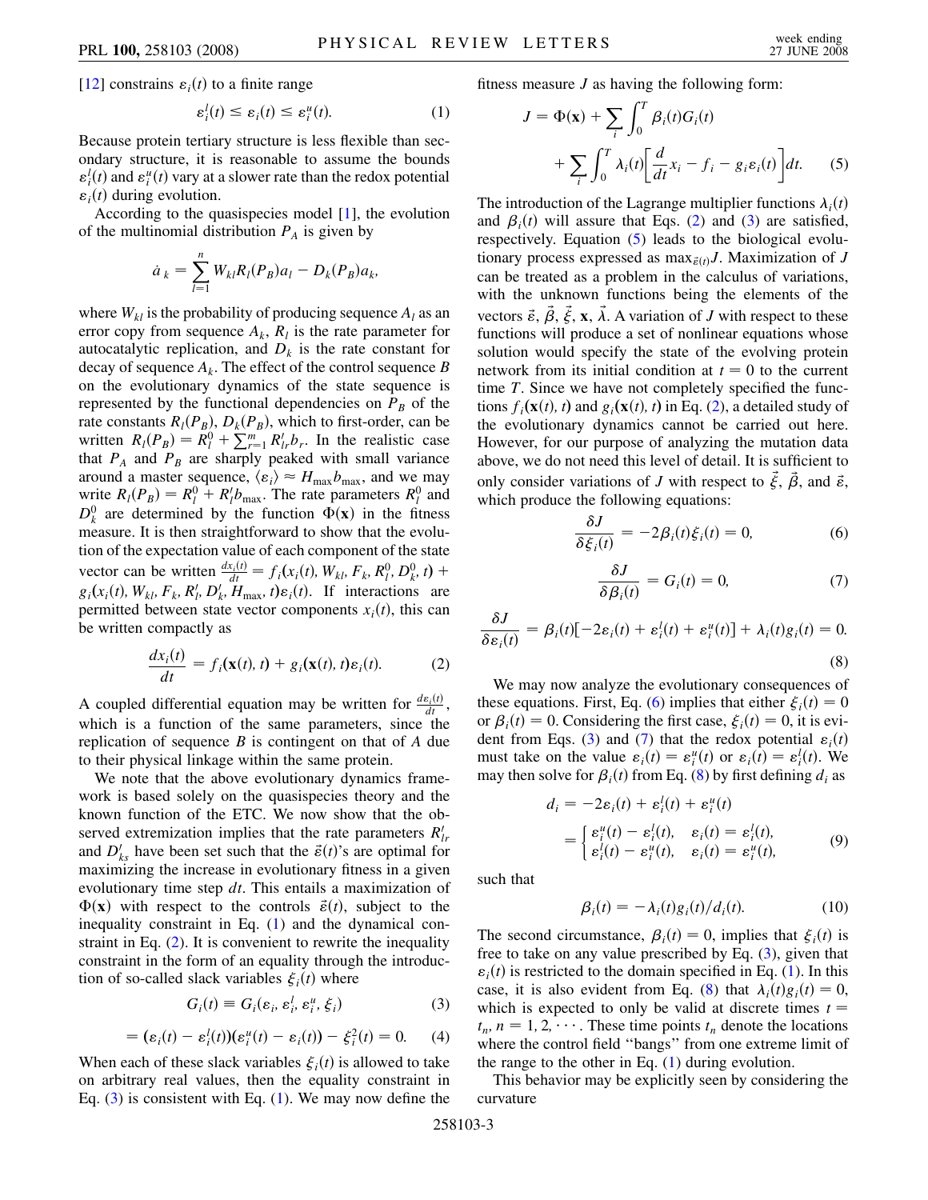[12] constrains $\varepsilon_i(t)$ to a finite range

$$\varepsilon_i^l(t) \leq \varepsilon_i(t) \leq \varepsilon_i^u(t). \tag{1}$$

Because protein tertiary structure is less flexible than secondary structure, it is reasonable to assume the bounds $\varepsilon_i^l(t)$ and $\varepsilon_i^u(t)$ vary at a slower rate than the redox potential $\varepsilon_i(t)$ during evolution.

According to the quasispecies model [1], the evolution of the multinomial distribution $P_A$ is given by

$$\dot{a}_k = \sum_{l=1}^{n} W_{kl} R_l(P_B) a_l - D_k(P_B) a_k,$$

where $W_{kl}$ is the probability of producing sequence $A_l$ as an error copy from sequence $A_k$, $R_l$ is the rate parameter for autocatalytic replication, and $D_k$ is the rate constant for decay of sequence $A_k$. The effect of the control sequence $B$ on the evolutionary dynamics of the state sequence is represented by the functional dependencies on $P_B$ of the rate constants $R_l(P_B)$, $D_k(P_B)$, which to first-order, can be written $R_l(P_B) = R_l^0 + \sum_{r=1}^{m} R'_{lr} b_r$. In the realistic case that $P_A$ and $P_B$ are sharply peaked with small variance around a master sequence, $\langle \varepsilon_i \rangle \approx H_{\max} b_{\max}$, and we may write $R_l(P_B) = R_l^0 + R'_l b_{\max}$. The rate parameters $R_l^0$ and $D_k^0$ are determined by the function $\Phi(\mathbf{x})$ in the fitness measure. It is then straightforward to show that the evolution of the expectation value of each component of the state vector can be written $\frac{dx_i(t)}{dt} = f_i(x_i(t), W_{kl}, F_k, R_l^0, D_k^0, t) + g_i(x_i(t), W_{kl}, F_k, R'_l, D'_k, H_{\max}, t)\varepsilon_i(t)$. If interactions are permitted between state vector components $x_i(t)$, this can be written compactly as

$$\frac{dx_i(t)}{dt} = f_i(\mathbf{x}(t), t) + g_i(\mathbf{x}(t), t)\varepsilon_i(t). \tag{2}$$

A coupled differential equation may be written for $\frac{d\varepsilon_i(t)}{dt}$, which is a function of the same parameters, since the replication of sequence $B$ is contingent on that of $A$ due to their physical linkage within the same protein.

We note that the above evolutionary dynamics framework is based solely on the quasispecies theory and the known function of the ETC. We now show that the observed extremization implies that the rate parameters $R'_{lr}$ and $D'_{ks}$ have been set such that the $\vec{\varepsilon}(t)$'s are optimal for maximizing the increase in evolutionary fitness in a given evolutionary time step $dt$. This entails a maximization of $\Phi(\mathbf{x})$ with respect to the controls $\vec{\varepsilon}(t)$, subject to the inequality constraint in Eq. (1) and the dynamical constraint in Eq. (2). It is convenient to rewrite the inequality constraint in the form of an equality through the introduction of so-called slack variables $\xi_i(t)$ where

$$G_i(t) \equiv G_i(\varepsilon_i, \varepsilon_i^l, \varepsilon_i^u, \xi_i) \tag{3}$$

$$= (\varepsilon_i(t) - \varepsilon_i^l(t))(\varepsilon_i^u(t) - \varepsilon_i(t)) - \xi_i^2(t) = 0. \tag{4}$$

When each of these slack variables $\xi_i(t)$ is allowed to take on arbitrary real values, then the equality constraint in Eq. (3) is consistent with Eq. (1). We may now define the fitness measure $J$ as having the following form:

$$J = \Phi(\mathbf{x}) + \sum_i \int_0^T \beta_i(t) G_i(t) + \sum_i \int_0^T \lambda_i(t)\left[\frac{d}{dt}x_i - f_i - g_i \varepsilon_i(t)\right] dt. \tag{5}$$

The introduction of the Lagrange multiplier functions $\lambda_i(t)$ and $\beta_i(t)$ will assure that Eqs. (2) and (3) are satisfied, respectively. Equation (5) leads to the biological evolutionary process expressed as $\max_{\vec{\varepsilon}(t)} J$. Maximization of $J$ can be treated as a problem in the calculus of variations, with the unknown functions being the elements of the vectors $\vec{\varepsilon}$, $\vec{\beta}$, $\vec{\xi}$, $\mathbf{x}$, $\vec{\lambda}$. A variation of $J$ with respect to these functions will produce a set of nonlinear equations whose solution would specify the state of the evolving protein network from its initial condition at $t = 0$ to the current time $T$. Since we have not completely specified the functions $f_i(\mathbf{x}(t), t)$ and $g_i(\mathbf{x}(t), t)$ in Eq. (2), a detailed study of the evolutionary dynamics cannot be carried out here. However, for our purpose of analyzing the mutation data above, we do not need this level of detail. It is sufficient to only consider variations of $J$ with respect to $\vec{\xi}$, $\vec{\beta}$, and $\vec{\varepsilon}$, which produce the following equations:

$$\frac{\delta J}{\delta \xi_i(t)} = -2\beta_i(t)\xi_i(t) = 0, \tag{6}$$

$$\frac{\delta J}{\delta \beta_i(t)} = G_i(t) = 0, \tag{7}$$

$$\frac{\delta J}{\delta \varepsilon_i(t)} = \beta_i(t)[-2\varepsilon_i(t) + \varepsilon_i^l(t) + \varepsilon_i^u(t)] + \lambda_i(t) g_i(t) = 0. \tag{8}$$

We may now analyze the evolutionary consequences of these equations. First, Eq. (6) implies that either $\xi_i(t) = 0$ or $\beta_i(t) = 0$. Considering the first case, $\xi_i(t) = 0$, it is evident from Eqs. (3) and (7) that the redox potential $\varepsilon_i(t)$ must take on the value $\varepsilon_i(t) = \varepsilon_i^u(t)$ or $\varepsilon_i(t) = \varepsilon_i^l(t)$. We may then solve for $\beta_i(t)$ from Eq. (8) by first defining $d_i$ as

$$d_i = -2\varepsilon_i(t) + \varepsilon_i^l(t) + \varepsilon_i^u(t) = \begin{cases} \varepsilon_i^u(t) - \varepsilon_i^l(t), & \varepsilon_i(t) = \varepsilon_i^l(t), \\ \varepsilon_i^l(t) - \varepsilon_i^u(t), & \varepsilon_i(t) = \varepsilon_i^u(t), \end{cases} \tag{9}$$

such that

$$\beta_i(t) = -\lambda_i(t) g_i(t)/d_i(t). \tag{10}$$

The second circumstance, $\beta_i(t) = 0$, implies that $\xi_i(t)$ is free to take on any value prescribed by Eq. (3), given that $\varepsilon_i(t)$ is restricted to the domain specified in Eq. (1). In this case, it is also evident from Eq. (8) that $\lambda_i(t) g_i(t) = 0$, which is expected to only be valid at discrete times $t = t_n$, $n = 1, 2, \cdots$. These time points $t_n$ denote the locations where the control field "bangs" from one extreme limit of the range to the other in Eq. (1) during evolution.

This behavior may be explicitly seen by considering the curvature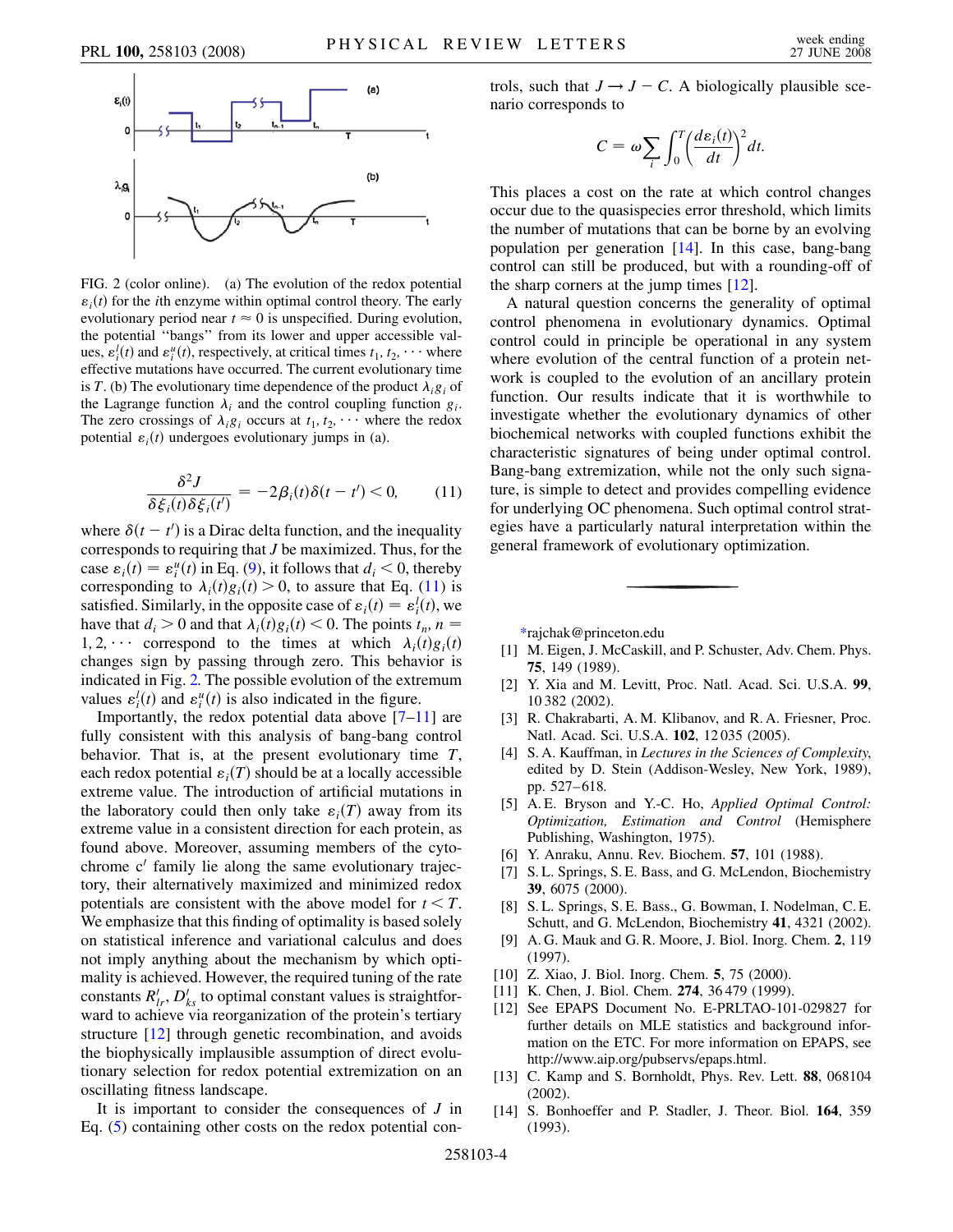(a)

$\varepsilon_i(t)$

0

$t_1$ $t_2$ $t_{n-1}$ $t_n$ T t

(b)

$\lambda_i g_i$

0

$t_1$ $t_2$ $t_{n-1}$ $t_n$ T t

FIG. 2 (color online). (a) The evolution of the redox potential $\varepsilon_i(t)$ for the $i$th enzyme within optimal control theory. The early evolutionary period near $t \approx 0$ is unspecified. During evolution, the potential "bangs" from its lower and upper accessible values, $\varepsilon_i^l(t)$ and $\varepsilon_i^u(t)$, respectively, at critical times $t_1, t_2, \cdots$ where effective mutations have occurred. The current evolutionary time is $T$. (b) The evolutionary time dependence of the product $\lambda_i g_i$ of the Lagrange function $\lambda_i$ and the control coupling function $g_i$. The zero crossings of $\lambda_i g_i$ occurs at $t_1, t_2, \cdots$ where the redox potential $\varepsilon_i(t)$ undergoes evolutionary jumps in (a).

$$\frac{\delta^2 J}{\delta \xi_i(t) \delta \xi_i(t')} = -2\beta_i(t)\delta(t - t') < 0, \tag{11}$$

where $\delta(t - t')$ is a Dirac delta function, and the inequality corresponds to requiring that $J$ be maximized. Thus, for the case $\varepsilon_i(t) = \varepsilon_i^u(t)$ in Eq. (9), it follows that $d_i < 0$, thereby corresponding to $\lambda_i(t) g_i(t) > 0$, to assure that Eq. (11) is satisfied. Similarly, in the opposite case of $\varepsilon_i(t) = \varepsilon_i^l(t)$, we have that $d_i > 0$ and that $\lambda_i(t) g_i(t) < 0$. The points $t_n$, $n = 1, 2, \cdots$ correspond to the times at which $\lambda_i(t) g_i(t)$ changes sign by passing through zero. This behavior is indicated in Fig. 2. The possible evolution of the extremum values $\varepsilon_i^l(t)$ and $\varepsilon_i^u(t)$ is also indicated in the figure.

Importantly, the redox potential data above [7–11] are fully consistent with this analysis of bang-bang control behavior. That is, at the present evolutionary time $T$, each redox potential $\varepsilon_i(T)$ should be at a locally accessible extreme value. The introduction of artificial mutations in the laboratory could then only take $\varepsilon_i(T)$ away from its extreme value in a consistent direction for each protein, as found above. Moreover, assuming members of the cytochrome c′ family lie along the same evolutionary trajectory, their alternatively maximized and minimized redox potentials are consistent with the above model for $t < T$. We emphasize that this finding of optimality is based solely on statistical inference and variational calculus and does not imply anything about the mechanism by which optimality is achieved. However, the required tuning of the rate constants $R_{lr}^i$, $D_{ks}^i$ to optimal constant values is straightforward to achieve via reorganization of the protein's tertiary structure [12] through genetic recombination, and avoids the biophysically implausible assumption of direct evolutionary selection for redox potential extremization on an oscillating fitness landscape.

It is important to consider the consequences of $J$ in Eq. (5) containing other costs on the redox potential controls, such that $J \rightarrow J - C$. A biologically plausible scenario corresponds to

$$C = \omega \sum_i \int_0^T \left( \frac{d\varepsilon_i(t)}{dt} \right)^2 dt.$$

This places a cost on the rate at which control changes occur due to the quasispecies error threshold, which limits the number of mutations that can be borne by an evolving population per generation [14]. In this case, bang-bang control can still be produced, but with a rounding-off of the sharp corners at the jump times [12].

A natural question concerns the generality of optimal control phenomena in evolutionary dynamics. Optimal control could in principle be operational in any system where evolution of the central function of a protein network is coupled to the evolution of an ancillary protein function. Our results indicate that it is worthwhile to investigate whether the evolutionary dynamics of other biochemical networks with coupled functions exhibit the characteristic signatures of being under optimal control. Bang-bang extremization, while not the only such signature, is simple to detect and provides compelling evidence for underlying OC phenomena. Such optimal control strategies have a particularly natural interpretation within the general framework of evolutionary optimization.

---

*rajchak@princeton.edu

[1] M. Eigen, J. McCaskill, and P. Schuster, Adv. Chem. Phys. **75**, 149 (1989).

[2] Y. Xia and M. Levitt, Proc. Natl. Acad. Sci. U.S.A. **99**, 10 382 (2002).

[3] R. Chakrabarti, A. M. Klibanov, and R. A. Friesner, Proc. Natl. Acad. Sci. U.S.A. **102**, 12 035 (2005).

[4] S. A. Kauffman, in *Lectures in the Sciences of Complexity*, edited by D. Stein (Addison-Wesley, New York, 1989), pp. 527–618.

[5] A. E. Bryson and Y.-C. Ho, *Applied Optimal Control: Optimization, Estimation and Control* (Hemisphere Publishing, Washington, 1975).

[6] Y. Anraku, Annu. Rev. Biochem. **57**, 101 (1988).

[7] S. L. Springs, S. E. Bass, and G. McLendon, Biochemistry **39**, 6075 (2000).

[8] S. L. Springs, S. E. Bass., G. Bowman, I. Nodelman, C. E. Schutt, and G. McLendon, Biochemistry **41**, 4321 (2002).

[9] A. G. Mauk and G. R. Moore, J. Biol. Inorg. Chem. **2**, 119 (1997).

[10] Z. Xiao, J. Biol. Inorg. Chem. **5**, 75 (2000).

[11] K. Chen, J. Biol. Chem. **274**, 36 479 (1999).

[12] See EPAPS Document No. E-PRLTAO-101-029827 for further details on MLE statistics and background information on the ETC. For more information on EPAPS, see http://www.aip.org/pubservs/epaps.html.

[13] C. Kamp and S. Bornholdt, Phys. Rev. Lett. **88**, 068104 (2002).

[14] S. Bonhoeffer and P. Stadler, J. Theor. Biol. **164**, 359 (1993).